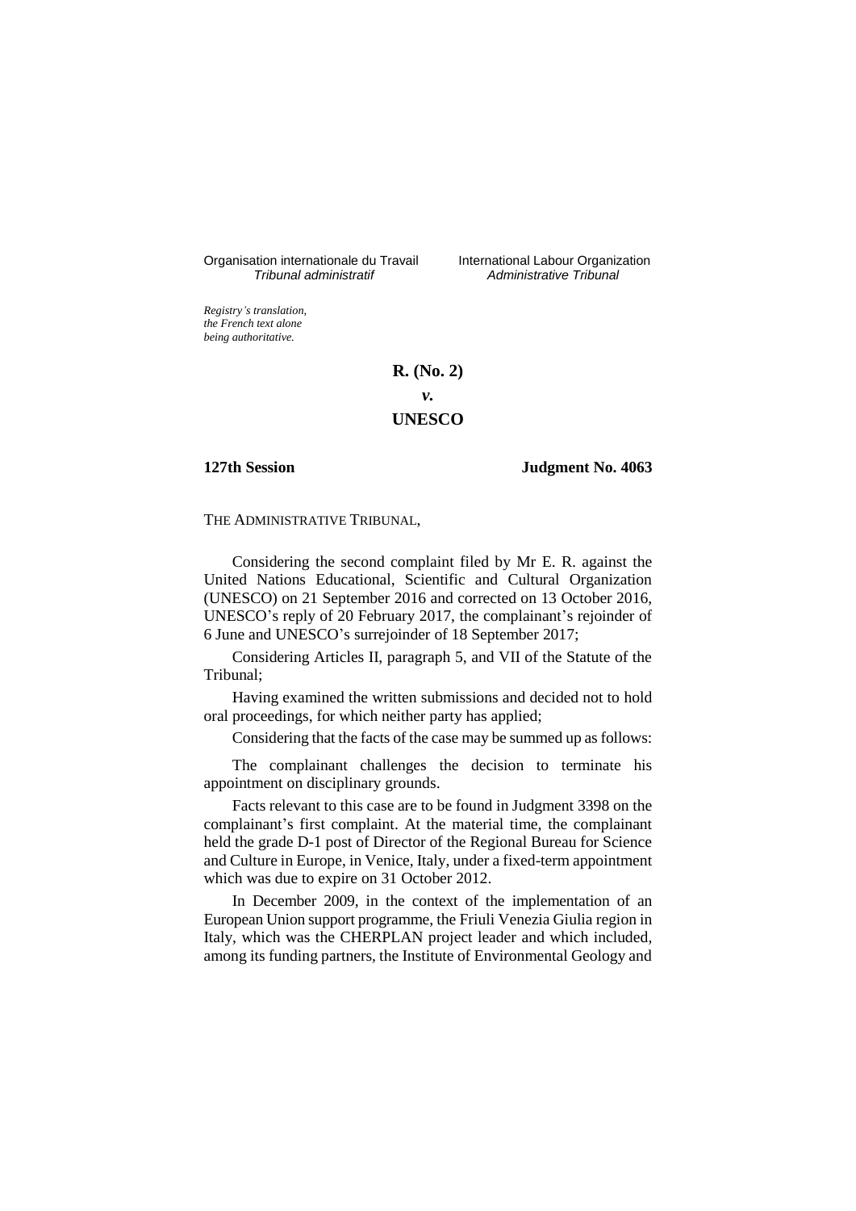Organisation internationale du Travail
*Tribunal administratif*

International Labour Organization
*Administrative Tribunal*

*Registry's translation, the French text alone being authoritative.*

**R. (No. 2)**

***v.***

**UNESCO**

**127th Session** **Judgment No. 4063**

THE ADMINISTRATIVE TRIBUNAL,

Considering the second complaint filed by Mr E. R. against the United Nations Educational, Scientific and Cultural Organization (UNESCO) on 21 September 2016 and corrected on 13 October 2016, UNESCO's reply of 20 February 2017, the complainant's rejoinder of 6 June and UNESCO's surrejoinder of 18 September 2017;

Considering Articles II, paragraph 5, and VII of the Statute of the Tribunal;

Having examined the written submissions and decided not to hold oral proceedings, for which neither party has applied;

Considering that the facts of the case may be summed up as follows:

The complainant challenges the decision to terminate his appointment on disciplinary grounds.

Facts relevant to this case are to be found in Judgment 3398 on the complainant's first complaint. At the material time, the complainant held the grade D-1 post of Director of the Regional Bureau for Science and Culture in Europe, in Venice, Italy, under a fixed-term appointment which was due to expire on 31 October 2012.

In December 2009, in the context of the implementation of an European Union support programme, the Friuli Venezia Giulia region in Italy, which was the CHERPLAN project leader and which included, among its funding partners, the Institute of Environmental Geology and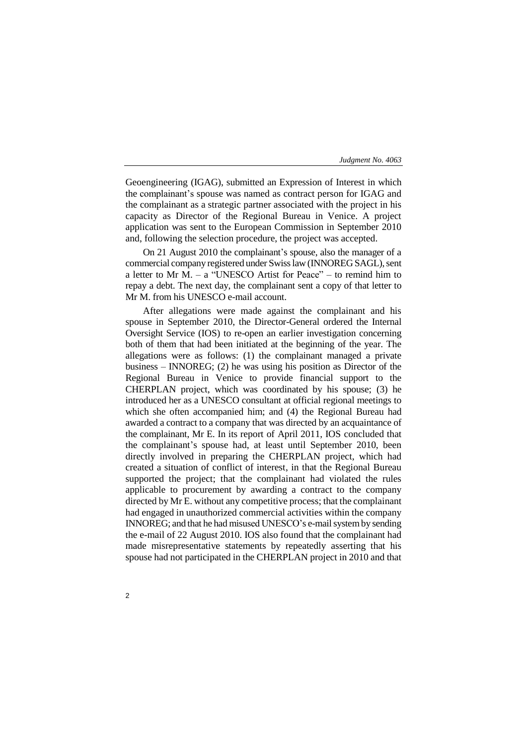Geoengineering (IGAG), submitted an Expression of Interest in which the complainant's spouse was named as contract person for IGAG and the complainant as a strategic partner associated with the project in his capacity as Director of the Regional Bureau in Venice. A project application was sent to the European Commission in September 2010 and, following the selection procedure, the project was accepted.

On 21 August 2010 the complainant's spouse, also the manager of a commercial company registered under Swiss law (INNOREG SAGL), sent a letter to Mr M. – a "UNESCO Artist for Peace" – to remind him to repay a debt. The next day, the complainant sent a copy of that letter to Mr M. from his UNESCO e-mail account.

After allegations were made against the complainant and his spouse in September 2010, the Director-General ordered the Internal Oversight Service (IOS) to re-open an earlier investigation concerning both of them that had been initiated at the beginning of the year. The allegations were as follows: (1) the complainant managed a private business – INNOREG; (2) he was using his position as Director of the Regional Bureau in Venice to provide financial support to the CHERPLAN project, which was coordinated by his spouse; (3) he introduced her as a UNESCO consultant at official regional meetings to which she often accompanied him; and (4) the Regional Bureau had awarded a contract to a company that was directed by an acquaintance of the complainant, Mr E. In its report of April 2011, IOS concluded that the complainant's spouse had, at least until September 2010, been directly involved in preparing the CHERPLAN project, which had created a situation of conflict of interest, in that the Regional Bureau supported the project; that the complainant had violated the rules applicable to procurement by awarding a contract to the company directed by Mr E. without any competitive process; that the complainant had engaged in unauthorized commercial activities within the company INNOREG; and that he had misused UNESCO's e-mail system by sending the e-mail of 22 August 2010. IOS also found that the complainant had made misrepresentative statements by repeatedly asserting that his spouse had not participated in the CHERPLAN project in 2010 and that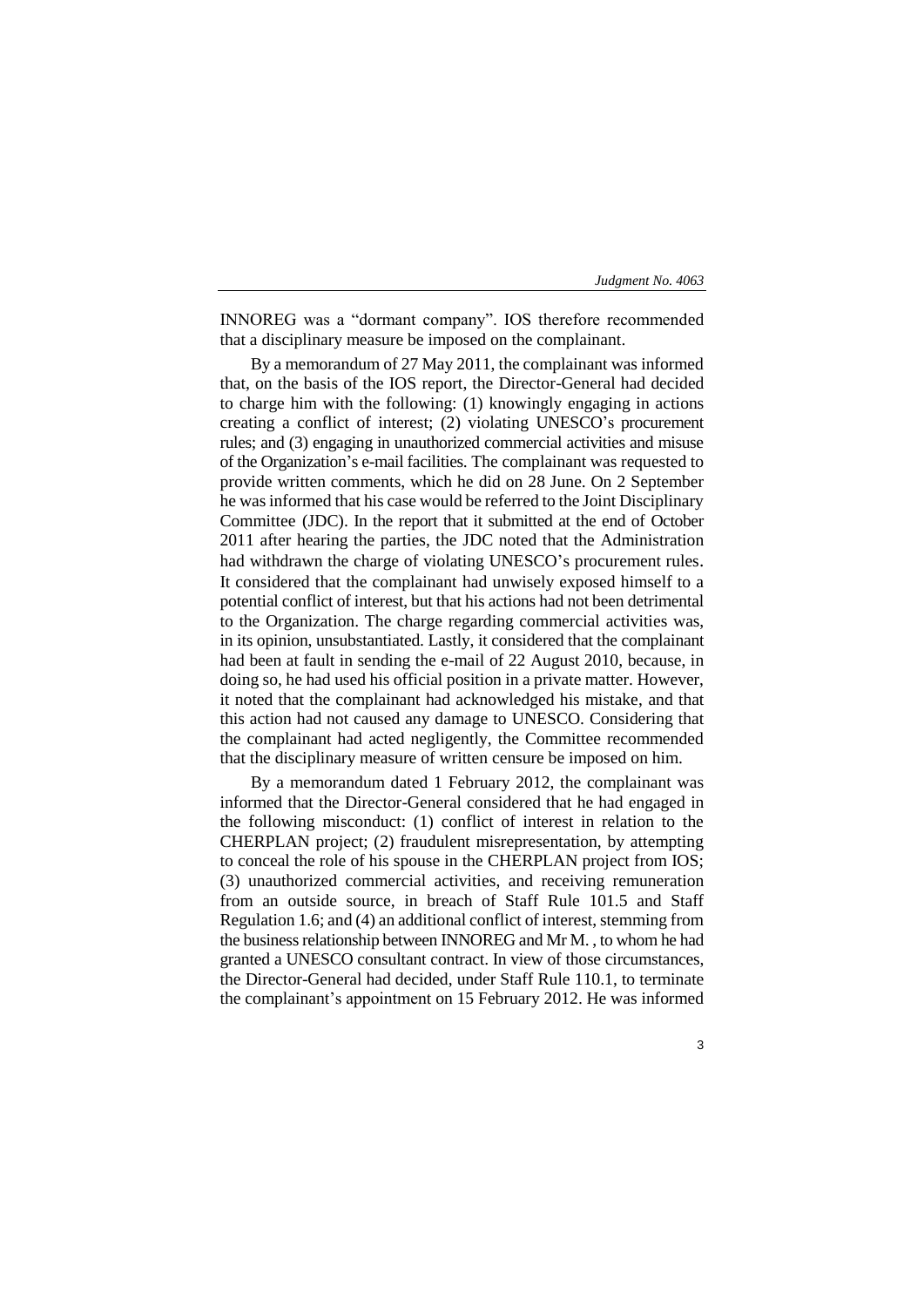INNOREG was a “dormant company”. IOS therefore recommended that a disciplinary measure be imposed on the complainant.

By a memorandum of 27 May 2011, the complainant was informed that, on the basis of the IOS report, the Director-General had decided to charge him with the following: (1) knowingly engaging in actions creating a conflict of interest; (2) violating UNESCO’s procurement rules; and (3) engaging in unauthorized commercial activities and misuse of the Organization’s e-mail facilities. The complainant was requested to provide written comments, which he did on 28 June. On 2 September he was informed that his case would be referred to the Joint Disciplinary Committee (JDC). In the report that it submitted at the end of October 2011 after hearing the parties, the JDC noted that the Administration had withdrawn the charge of violating UNESCO’s procurement rules. It considered that the complainant had unwisely exposed himself to a potential conflict of interest, but that his actions had not been detrimental to the Organization. The charge regarding commercial activities was, in its opinion, unsubstantiated. Lastly, it considered that the complainant had been at fault in sending the e-mail of 22 August 2010, because, in doing so, he had used his official position in a private matter. However, it noted that the complainant had acknowledged his mistake, and that this action had not caused any damage to UNESCO. Considering that the complainant had acted negligently, the Committee recommended that the disciplinary measure of written censure be imposed on him.

By a memorandum dated 1 February 2012, the complainant was informed that the Director-General considered that he had engaged in the following misconduct: (1) conflict of interest in relation to the CHERPLAN project; (2) fraudulent misrepresentation, by attempting to conceal the role of his spouse in the CHERPLAN project from IOS; (3) unauthorized commercial activities, and receiving remuneration from an outside source, in breach of Staff Rule 101.5 and Staff Regulation 1.6; and (4) an additional conflict of interest, stemming from the business relationship between INNOREG and Mr M. , to whom he had granted a UNESCO consultant contract. In view of those circumstances, the Director-General had decided, under Staff Rule 110.1, to terminate the complainant’s appointment on 15 February 2012. He was informed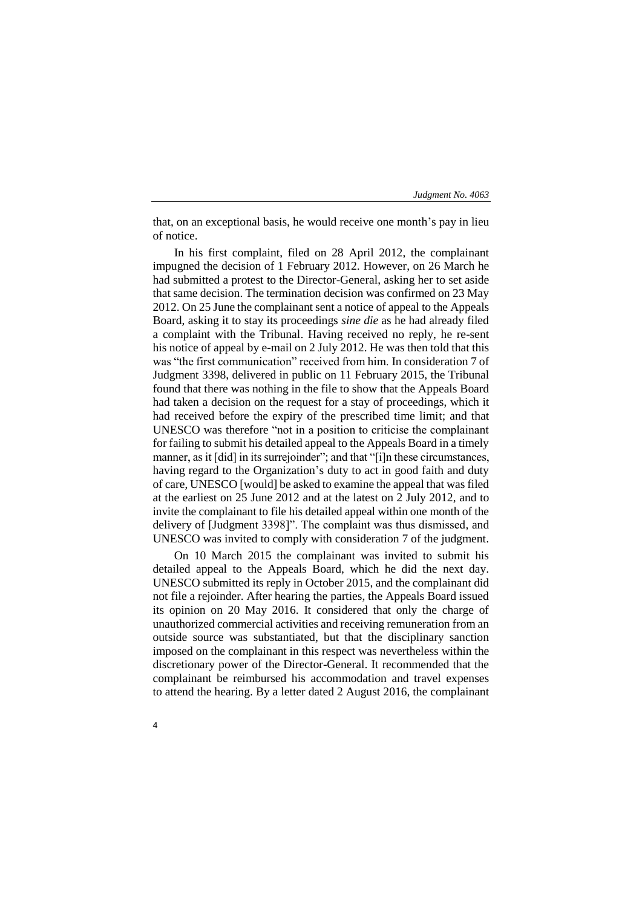that, on an exceptional basis, he would receive one month's pay in lieu of notice.

In his first complaint, filed on 28 April 2012, the complainant impugned the decision of 1 February 2012. However, on 26 March he had submitted a protest to the Director-General, asking her to set aside that same decision. The termination decision was confirmed on 23 May 2012. On 25 June the complainant sent a notice of appeal to the Appeals Board, asking it to stay its proceedings *sine die* as he had already filed a complaint with the Tribunal. Having received no reply, he re-sent his notice of appeal by e-mail on 2 July 2012. He was then told that this was "the first communication" received from him. In consideration 7 of Judgment 3398, delivered in public on 11 February 2015, the Tribunal found that there was nothing in the file to show that the Appeals Board had taken a decision on the request for a stay of proceedings, which it had received before the expiry of the prescribed time limit; and that UNESCO was therefore "not in a position to criticise the complainant for failing to submit his detailed appeal to the Appeals Board in a timely manner, as it [did] in its surrejoinder"; and that "[i]n these circumstances, having regard to the Organization's duty to act in good faith and duty of care, UNESCO [would] be asked to examine the appeal that was filed at the earliest on 25 June 2012 and at the latest on 2 July 2012, and to invite the complainant to file his detailed appeal within one month of the delivery of [Judgment 3398]". The complaint was thus dismissed, and UNESCO was invited to comply with consideration 7 of the judgment.

On 10 March 2015 the complainant was invited to submit his detailed appeal to the Appeals Board, which he did the next day. UNESCO submitted its reply in October 2015, and the complainant did not file a rejoinder. After hearing the parties, the Appeals Board issued its opinion on 20 May 2016. It considered that only the charge of unauthorized commercial activities and receiving remuneration from an outside source was substantiated, but that the disciplinary sanction imposed on the complainant in this respect was nevertheless within the discretionary power of the Director-General. It recommended that the complainant be reimbursed his accommodation and travel expenses to attend the hearing. By a letter dated 2 August 2016, the complainant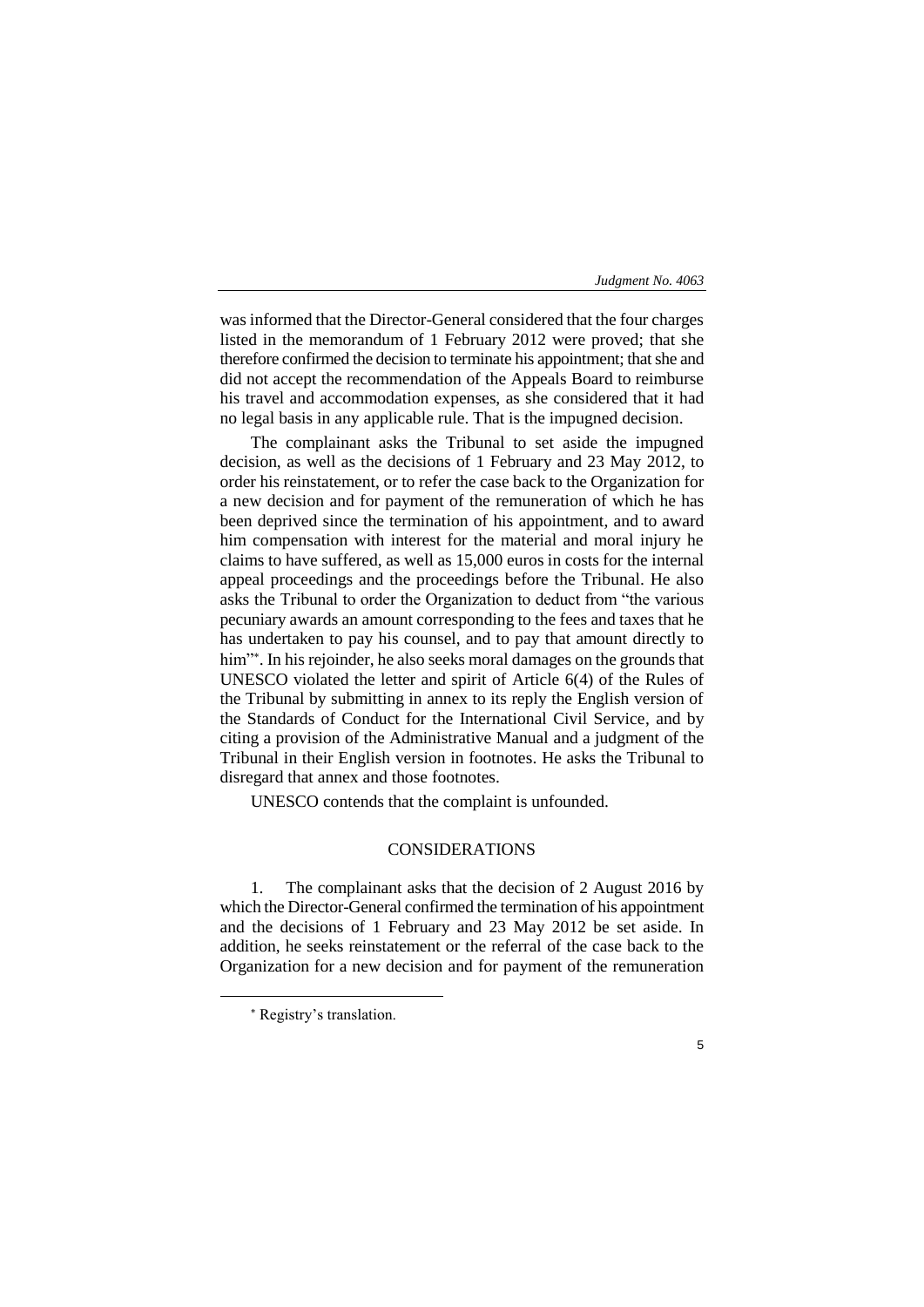was informed that the Director-General considered that the four charges listed in the memorandum of 1 February 2012 were proved; that she therefore confirmed the decision to terminate his appointment; that she and did not accept the recommendation of the Appeals Board to reimburse his travel and accommodation expenses, as she considered that it had no legal basis in any applicable rule. That is the impugned decision.

The complainant asks the Tribunal to set aside the impugned decision, as well as the decisions of 1 February and 23 May 2012, to order his reinstatement, or to refer the case back to the Organization for a new decision and for payment of the remuneration of which he has been deprived since the termination of his appointment, and to award him compensation with interest for the material and moral injury he claims to have suffered, as well as 15,000 euros in costs for the internal appeal proceedings and the proceedings before the Tribunal. He also asks the Tribunal to order the Organization to deduct from "the various pecuniary awards an amount corresponding to the fees and taxes that he has undertaken to pay his counsel, and to pay that amount directly to him"*. In his rejoinder, he also seeks moral damages on the grounds that UNESCO violated the letter and spirit of Article 6(4) of the Rules of the Tribunal by submitting in annex to its reply the English version of the Standards of Conduct for the International Civil Service, and by citing a provision of the Administrative Manual and a judgment of the Tribunal in their English version in footnotes. He asks the Tribunal to disregard that annex and those footnotes.

UNESCO contends that the complaint is unfounded.

## CONSIDERATIONS

1. The complainant asks that the decision of 2 August 2016 by which the Director-General confirmed the termination of his appointment and the decisions of 1 February and 23 May 2012 be set aside. In addition, he seeks reinstatement or the referral of the case back to the Organization for a new decision and for payment of the remuneration

---

* Registry's translation.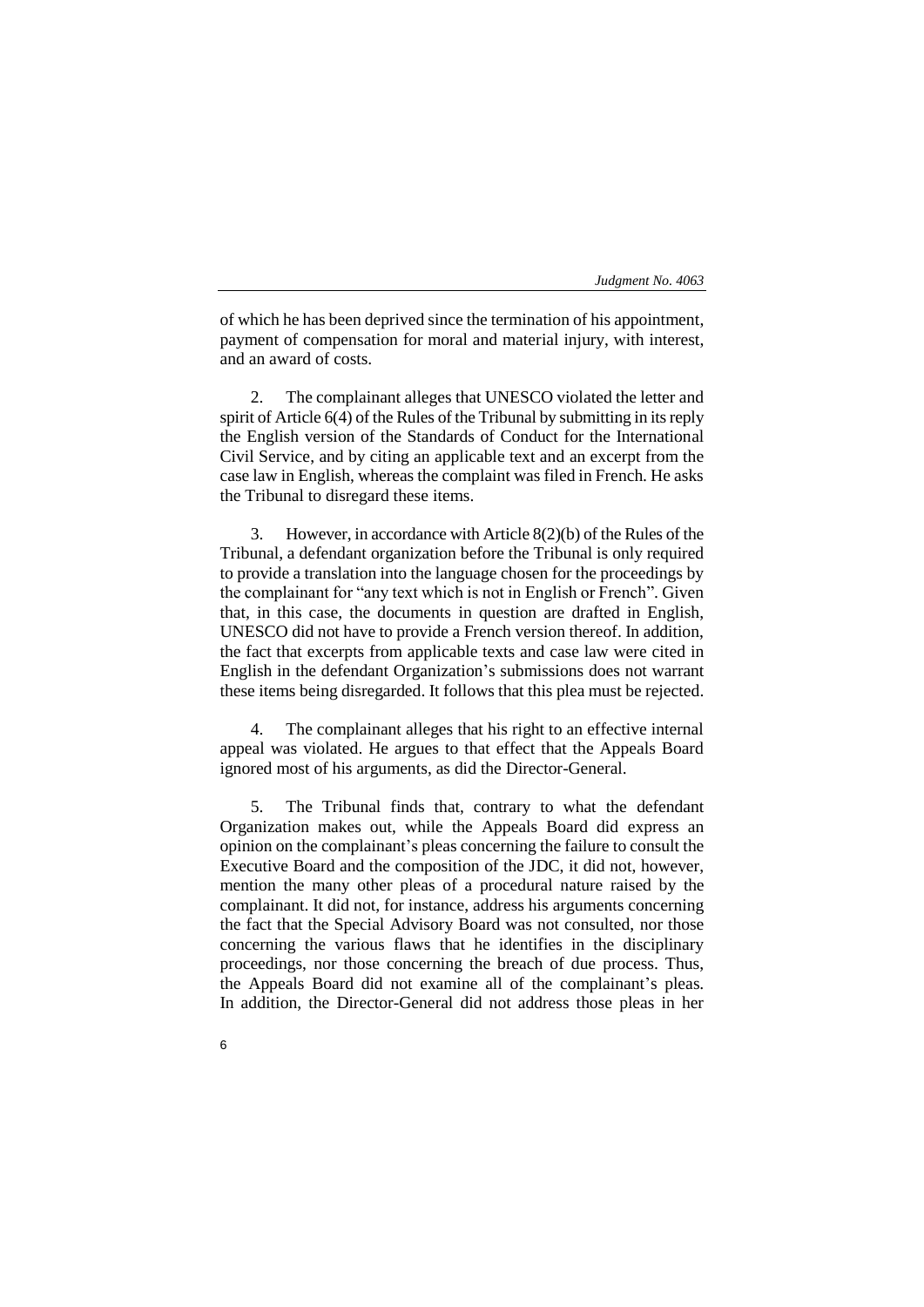of which he has been deprived since the termination of his appointment, payment of compensation for moral and material injury, with interest, and an award of costs.

2. The complainant alleges that UNESCO violated the letter and spirit of Article 6(4) of the Rules of the Tribunal by submitting in its reply the English version of the Standards of Conduct for the International Civil Service, and by citing an applicable text and an excerpt from the case law in English, whereas the complaint was filed in French. He asks the Tribunal to disregard these items.

3. However, in accordance with Article 8(2)(b) of the Rules of the Tribunal, a defendant organization before the Tribunal is only required to provide a translation into the language chosen for the proceedings by the complainant for "any text which is not in English or French". Given that, in this case, the documents in question are drafted in English, UNESCO did not have to provide a French version thereof. In addition, the fact that excerpts from applicable texts and case law were cited in English in the defendant Organization's submissions does not warrant these items being disregarded. It follows that this plea must be rejected.

4. The complainant alleges that his right to an effective internal appeal was violated. He argues to that effect that the Appeals Board ignored most of his arguments, as did the Director-General.

5. The Tribunal finds that, contrary to what the defendant Organization makes out, while the Appeals Board did express an opinion on the complainant's pleas concerning the failure to consult the Executive Board and the composition of the JDC, it did not, however, mention the many other pleas of a procedural nature raised by the complainant. It did not, for instance, address his arguments concerning the fact that the Special Advisory Board was not consulted, nor those concerning the various flaws that he identifies in the disciplinary proceedings, nor those concerning the breach of due process. Thus, the Appeals Board did not examine all of the complainant's pleas. In addition, the Director-General did not address those pleas in her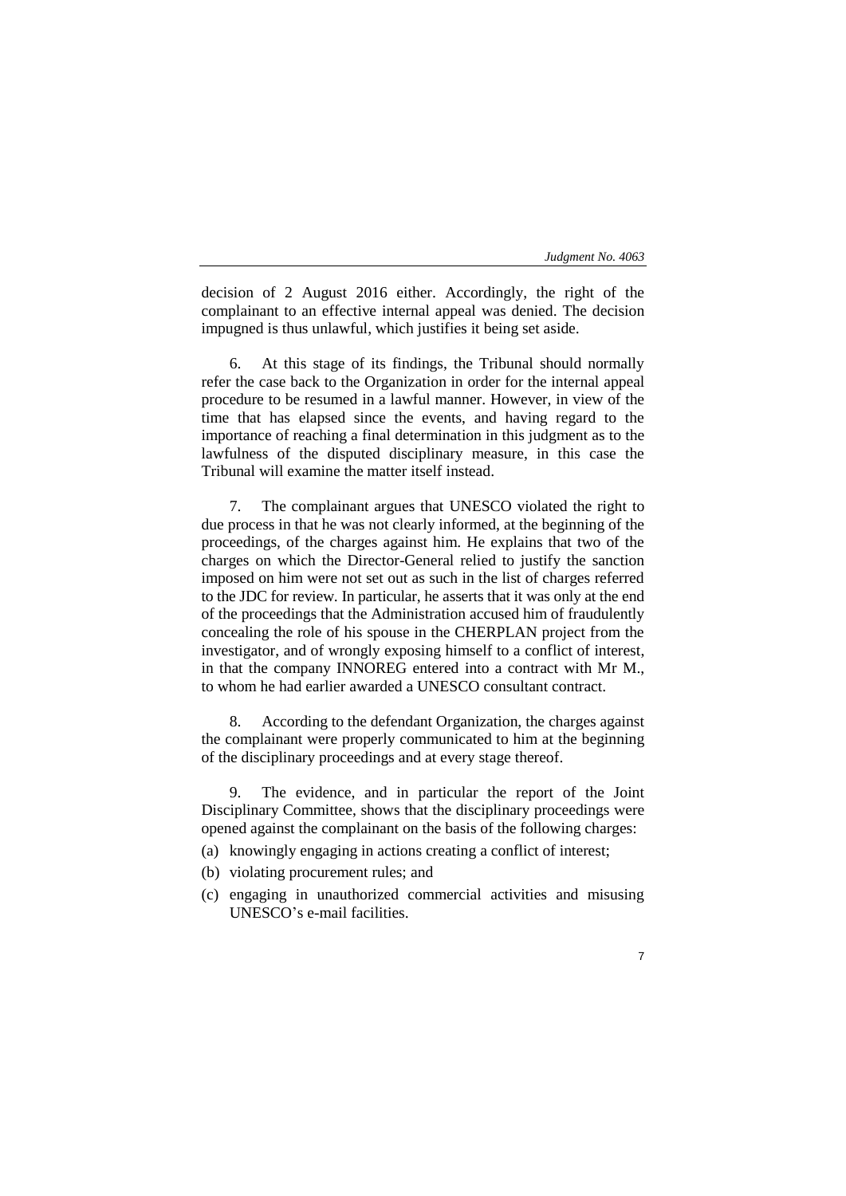decision of 2 August 2016 either. Accordingly, the right of the complainant to an effective internal appeal was denied. The decision impugned is thus unlawful, which justifies it being set aside.

6. At this stage of its findings, the Tribunal should normally refer the case back to the Organization in order for the internal appeal procedure to be resumed in a lawful manner. However, in view of the time that has elapsed since the events, and having regard to the importance of reaching a final determination in this judgment as to the lawfulness of the disputed disciplinary measure, in this case the Tribunal will examine the matter itself instead.

7. The complainant argues that UNESCO violated the right to due process in that he was not clearly informed, at the beginning of the proceedings, of the charges against him. He explains that two of the charges on which the Director-General relied to justify the sanction imposed on him were not set out as such in the list of charges referred to the JDC for review. In particular, he asserts that it was only at the end of the proceedings that the Administration accused him of fraudulently concealing the role of his spouse in the CHERPLAN project from the investigator, and of wrongly exposing himself to a conflict of interest, in that the company INNOREG entered into a contract with Mr M., to whom he had earlier awarded a UNESCO consultant contract.

8. According to the defendant Organization, the charges against the complainant were properly communicated to him at the beginning of the disciplinary proceedings and at every stage thereof.

9. The evidence, and in particular the report of the Joint Disciplinary Committee, shows that the disciplinary proceedings were opened against the complainant on the basis of the following charges:

(a) knowingly engaging in actions creating a conflict of interest;
(b) violating procurement rules; and
(c) engaging in unauthorized commercial activities and misusing UNESCO's e-mail facilities.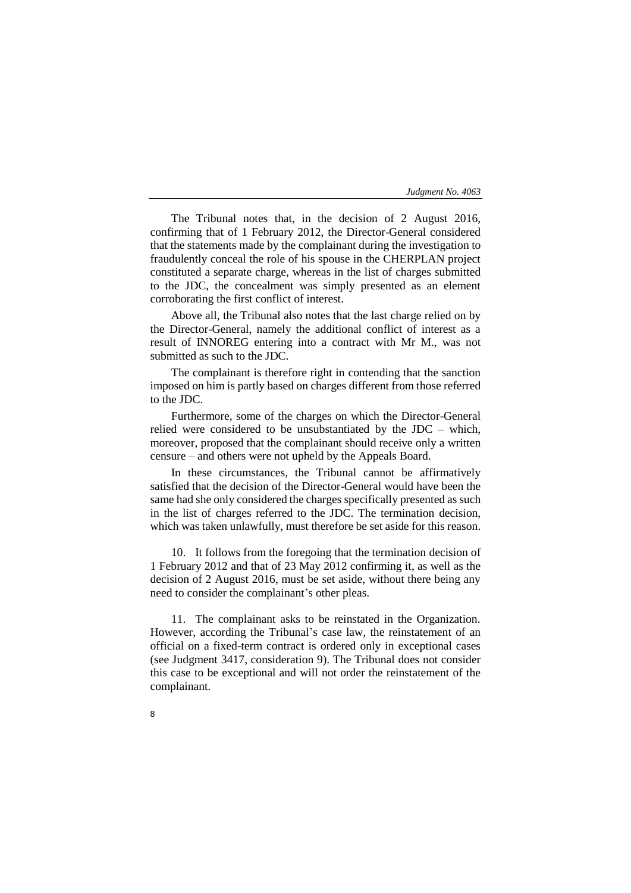The Tribunal notes that, in the decision of 2 August 2016, confirming that of 1 February 2012, the Director-General considered that the statements made by the complainant during the investigation to fraudulently conceal the role of his spouse in the CHERPLAN project constituted a separate charge, whereas in the list of charges submitted to the JDC, the concealment was simply presented as an element corroborating the first conflict of interest.

Above all, the Tribunal also notes that the last charge relied on by the Director-General, namely the additional conflict of interest as a result of INNOREG entering into a contract with Mr M., was not submitted as such to the JDC.

The complainant is therefore right in contending that the sanction imposed on him is partly based on charges different from those referred to the JDC.

Furthermore, some of the charges on which the Director-General relied were considered to be unsubstantiated by the JDC – which, moreover, proposed that the complainant should receive only a written censure – and others were not upheld by the Appeals Board.

In these circumstances, the Tribunal cannot be affirmatively satisfied that the decision of the Director-General would have been the same had she only considered the charges specifically presented as such in the list of charges referred to the JDC. The termination decision, which was taken unlawfully, must therefore be set aside for this reason.

10. It follows from the foregoing that the termination decision of 1 February 2012 and that of 23 May 2012 confirming it, as well as the decision of 2 August 2016, must be set aside, without there being any need to consider the complainant's other pleas.

11. The complainant asks to be reinstated in the Organization. However, according the Tribunal's case law, the reinstatement of an official on a fixed-term contract is ordered only in exceptional cases (see Judgment 3417, consideration 9). The Tribunal does not consider this case to be exceptional and will not order the reinstatement of the complainant.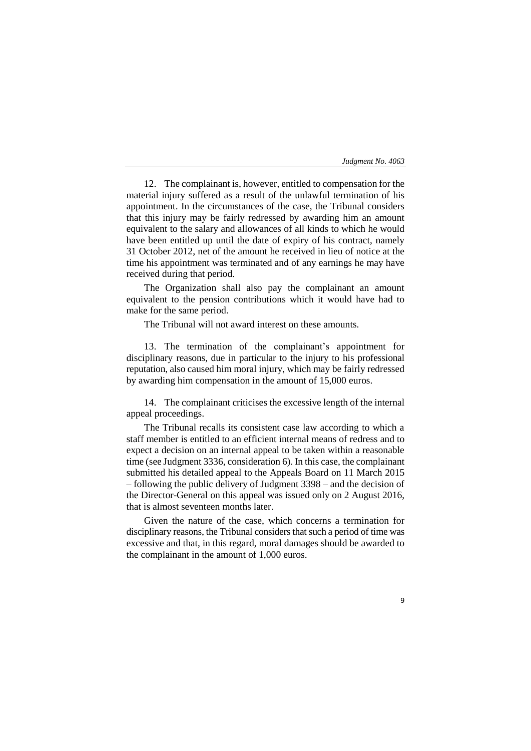12. The complainant is, however, entitled to compensation for the material injury suffered as a result of the unlawful termination of his appointment. In the circumstances of the case, the Tribunal considers that this injury may be fairly redressed by awarding him an amount equivalent to the salary and allowances of all kinds to which he would have been entitled up until the date of expiry of his contract, namely 31 October 2012, net of the amount he received in lieu of notice at the time his appointment was terminated and of any earnings he may have received during that period.

The Organization shall also pay the complainant an amount equivalent to the pension contributions which it would have had to make for the same period.

The Tribunal will not award interest on these amounts.

13. The termination of the complainant's appointment for disciplinary reasons, due in particular to the injury to his professional reputation, also caused him moral injury, which may be fairly redressed by awarding him compensation in the amount of 15,000 euros.

14. The complainant criticises the excessive length of the internal appeal proceedings.

The Tribunal recalls its consistent case law according to which a staff member is entitled to an efficient internal means of redress and to expect a decision on an internal appeal to be taken within a reasonable time (see Judgment 3336, consideration 6). In this case, the complainant submitted his detailed appeal to the Appeals Board on 11 March 2015 – following the public delivery of Judgment 3398 – and the decision of the Director-General on this appeal was issued only on 2 August 2016, that is almost seventeen months later.

Given the nature of the case, which concerns a termination for disciplinary reasons, the Tribunal considers that such a period of time was excessive and that, in this regard, moral damages should be awarded to the complainant in the amount of 1,000 euros.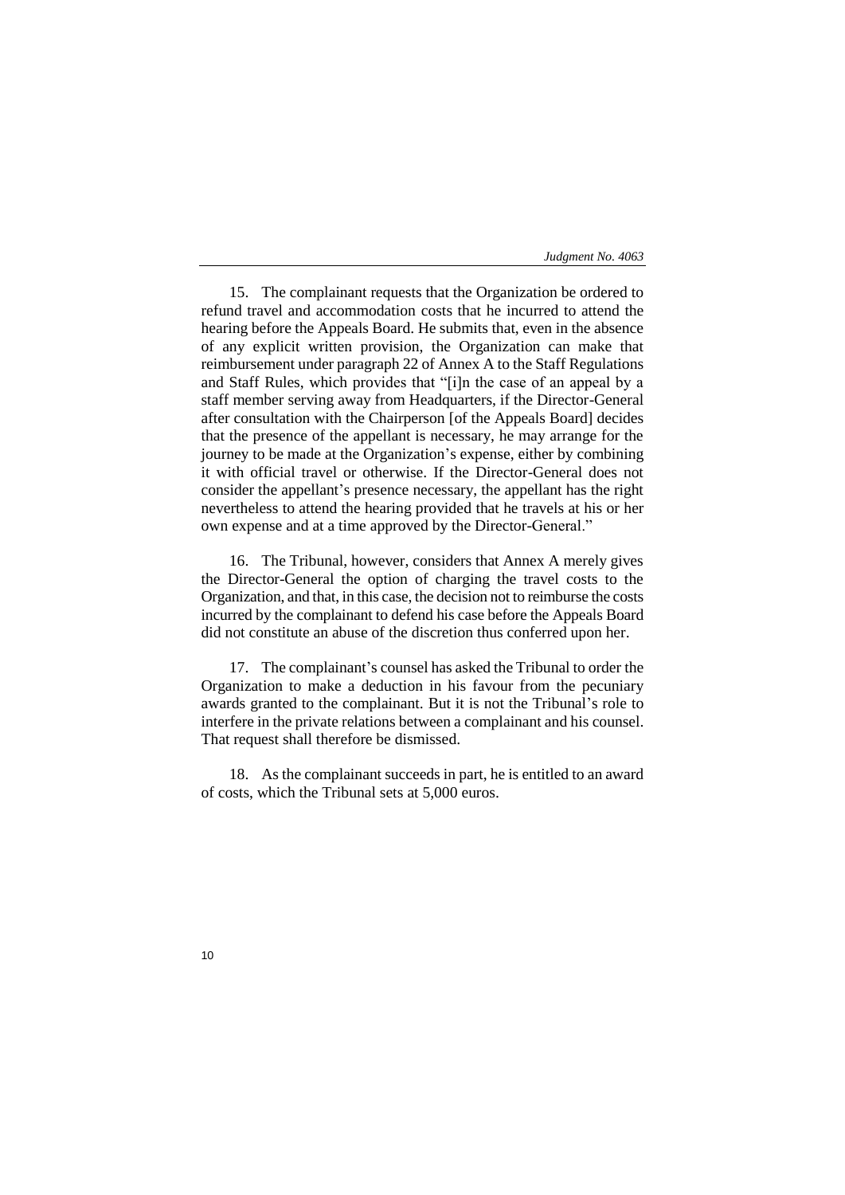15. The complainant requests that the Organization be ordered to refund travel and accommodation costs that he incurred to attend the hearing before the Appeals Board. He submits that, even in the absence of any explicit written provision, the Organization can make that reimbursement under paragraph 22 of Annex A to the Staff Regulations and Staff Rules, which provides that "[i]n the case of an appeal by a staff member serving away from Headquarters, if the Director-General after consultation with the Chairperson [of the Appeals Board] decides that the presence of the appellant is necessary, he may arrange for the journey to be made at the Organization's expense, either by combining it with official travel or otherwise. If the Director-General does not consider the appellant's presence necessary, the appellant has the right nevertheless to attend the hearing provided that he travels at his or her own expense and at a time approved by the Director-General."

16. The Tribunal, however, considers that Annex A merely gives the Director-General the option of charging the travel costs to the Organization, and that, in this case, the decision not to reimburse the costs incurred by the complainant to defend his case before the Appeals Board did not constitute an abuse of the discretion thus conferred upon her.

17. The complainant's counsel has asked the Tribunal to order the Organization to make a deduction in his favour from the pecuniary awards granted to the complainant. But it is not the Tribunal's role to interfere in the private relations between a complainant and his counsel. That request shall therefore be dismissed.

18. As the complainant succeeds in part, he is entitled to an award of costs, which the Tribunal sets at 5,000 euros.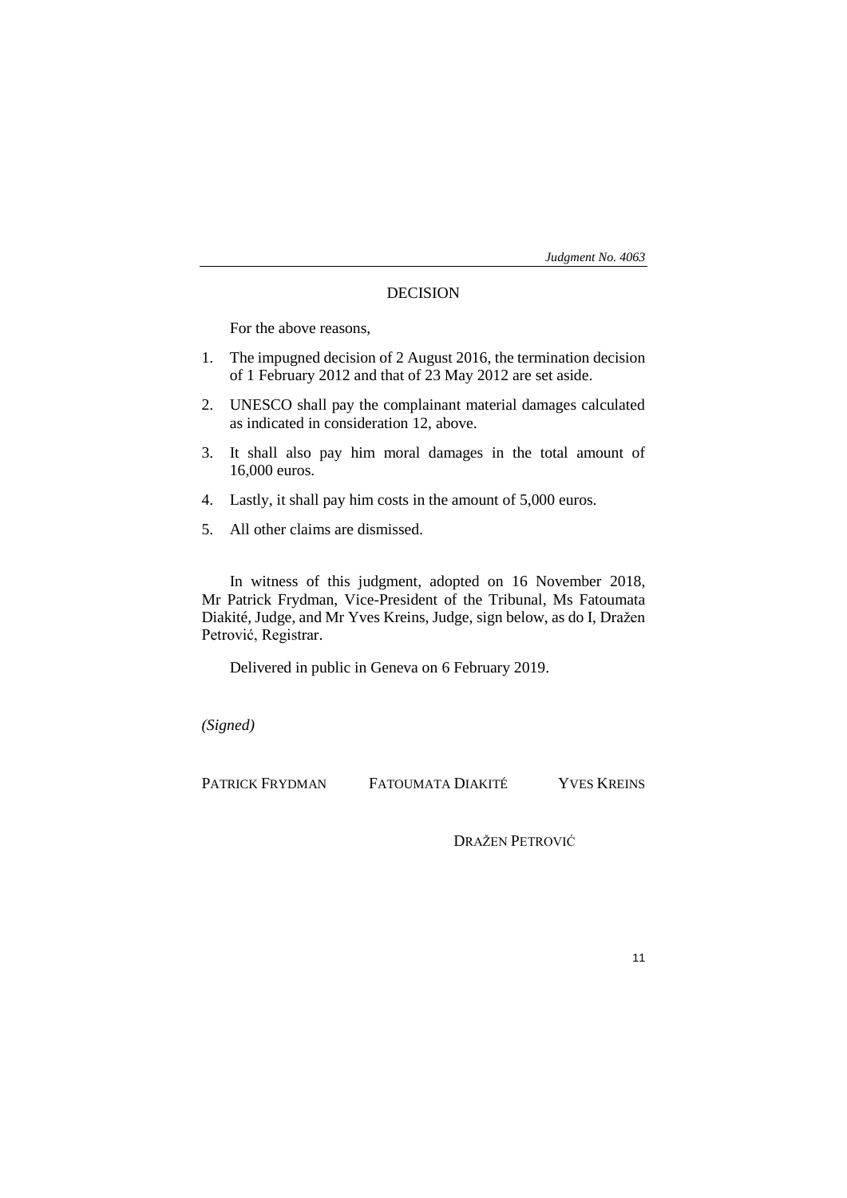## DECISION

For the above reasons,

1. The impugned decision of 2 August 2016, the termination decision of 1 February 2012 and that of 23 May 2012 are set aside.
2. UNESCO shall pay the complainant material damages calculated as indicated in consideration 12, above.
3. It shall also pay him moral damages in the total amount of 16,000 euros.
4. Lastly, it shall pay him costs in the amount of 5,000 euros.
5. All other claims are dismissed.

In witness of this judgment, adopted on 16 November 2018, Mr Patrick Frydman, Vice-President of the Tribunal, Ms Fatoumata Diakité, Judge, and Mr Yves Kreins, Judge, sign below, as do I, Dražen Petrović, Registrar.

Delivered in public in Geneva on 6 February 2019.

*(Signed)*

PATRICK FRYDMAN FATOUMATA DIAKITÉ YVES KREINS

DRAŽEN PETROVIĆ